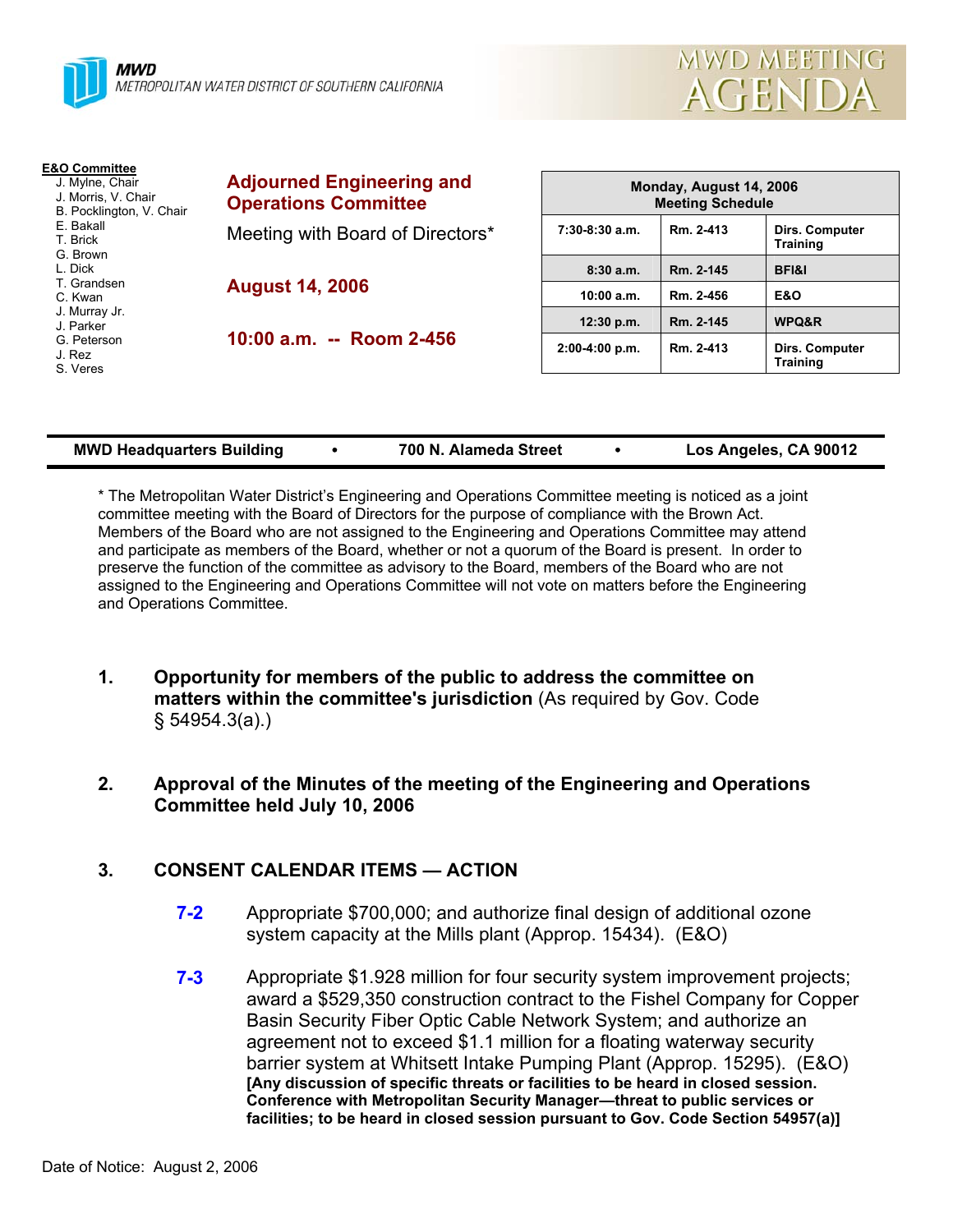**MWD**
METROPOLITAN WATER DISTRICT OF SOUTHERN CALIFORNIA

MWD MEETING AGENDA

**E&O Committee**
- J. Mylne, Chair
- J. Morris, V. Chair
- B. Pocklington, V. Chair
- E. Bakall
- T. Brick
- G. Brown
- L. Dick
- T. Grandsen
- C. Kwan
- J. Murray Jr.
- J. Parker
- G. Peterson
- J. Rez
- S. Veres

## Adjourned Engineering and Operations Committee

Meeting with Board of Directors*

**August 14, 2006**

**10:00 a.m. -- Room 2-456**

| Monday, August 14, 2006 Meeting Schedule | | |
|---|---|---|
| 7:30-8:30 a.m. | Rm. 2-413 | Dirs. Computer Training |
| 8:30 a.m. | Rm. 2-145 | BFI&I |
| 10:00 a.m. | Rm. 2-456 | E&O |
| 12:30 p.m. | Rm. 2-145 | WPQ&R |
| 2:00-4:00 p.m. | Rm. 2-413 | Dirs. Computer Training |

**MWD Headquarters Building • 700 N. Alameda Street • Los Angeles, CA 90012**

* The Metropolitan Water District's Engineering and Operations Committee meeting is noticed as a joint committee meeting with the Board of Directors for the purpose of compliance with the Brown Act. Members of the Board who are not assigned to the Engineering and Operations Committee may attend and participate as members of the Board, whether or not a quorum of the Board is present. In order to preserve the function of the committee as advisory to the Board, members of the Board who are not assigned to the Engineering and Operations Committee will not vote on matters before the Engineering and Operations Committee.

1. **Opportunity for members of the public to address the committee on matters within the committee's jurisdiction** (As required by Gov. Code § 54954.3(a).)

2. **Approval of the Minutes of the meeting of the Engineering and Operations Committee held July 10, 2006**

3. **CONSENT CALENDAR ITEMS — ACTION**

   **7-2** Appropriate $700,000; and authorize final design of additional ozone system capacity at the Mills plant (Approp. 15434). (E&O)

   **7-3** Appropriate $1.928 million for four security system improvement projects; award a $529,350 construction contract to the Fishel Company for Copper Basin Security Fiber Optic Cable Network System; and authorize an agreement not to exceed $1.1 million for a floating waterway security barrier system at Whitsett Intake Pumping Plant (Approp. 15295). (E&O)
   **[Any discussion of specific threats or facilities to be heard in closed session. Conference with Metropolitan Security Manager—threat to public services or facilities; to be heard in closed session pursuant to Gov. Code Section 54957(a)]**

Date of Notice: August 2, 2006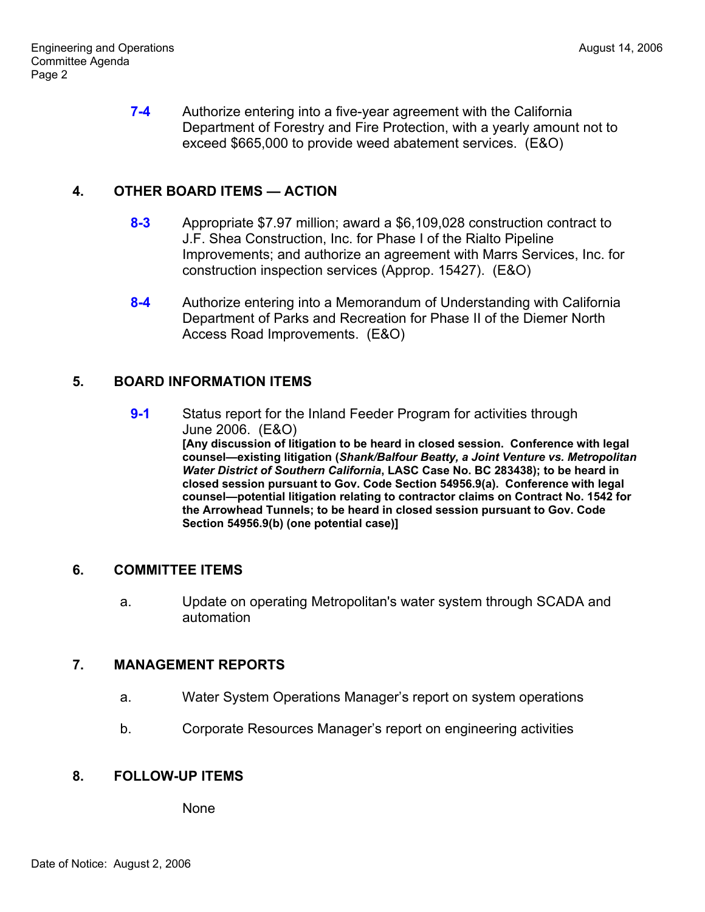**7-4** Authorize entering into a five-year agreement with the California Department of Forestry and Fire Protection, with a yearly amount not to exceed $665,000 to provide weed abatement services. (E&O)

## 4. OTHER BOARD ITEMS — ACTION

**8-3** Appropriate $7.97 million; award a $6,109,028 construction contract to J.F. Shea Construction, Inc. for Phase I of the Rialto Pipeline Improvements; and authorize an agreement with Marrs Services, Inc. for construction inspection services (Approp. 15427). (E&O)

**8-4** Authorize entering into a Memorandum of Understanding with California Department of Parks and Recreation for Phase II of the Diemer North Access Road Improvements. (E&O)

## 5. BOARD INFORMATION ITEMS

**9-1** Status report for the Inland Feeder Program for activities through June 2006. (E&O)
**[Any discussion of litigation to be heard in closed session. Conference with legal counsel—existing litigation (*Shank/Balfour Beatty, a Joint Venture vs. Metropolitan Water District of Southern California*, LASC Case No. BC 283438); to be heard in closed session pursuant to Gov. Code Section 54956.9(a). Conference with legal counsel—potential litigation relating to contractor claims on Contract No. 1542 for the Arrowhead Tunnels; to be heard in closed session pursuant to Gov. Code Section 54956.9(b) (one potential case)]**

## 6. COMMITTEE ITEMS

a. Update on operating Metropolitan's water system through SCADA and automation

## 7. MANAGEMENT REPORTS

a. Water System Operations Manager's report on system operations

b. Corporate Resources Manager's report on engineering activities

## 8. FOLLOW-UP ITEMS

None

Date of Notice: August 2, 2006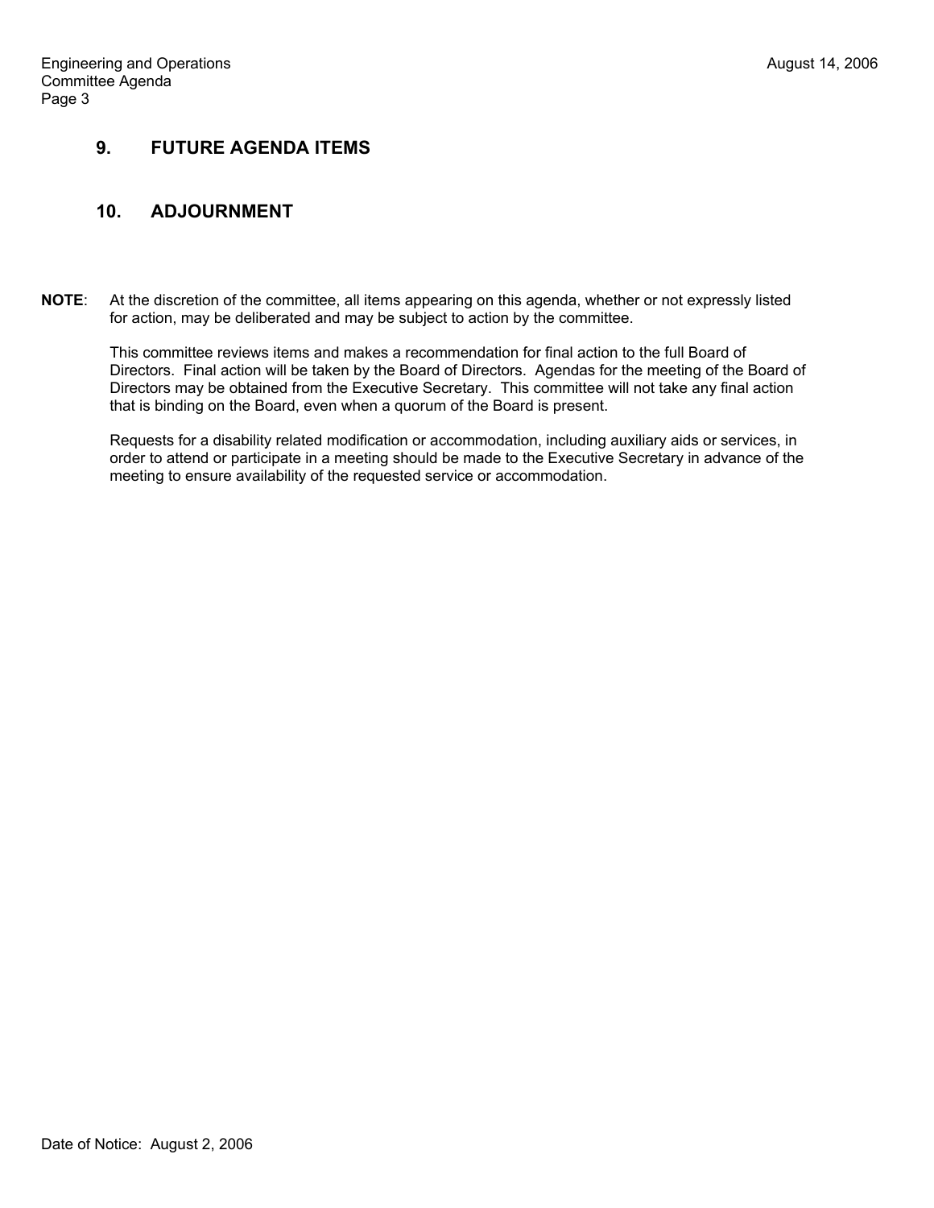## 9. FUTURE AGENDA ITEMS

## 10. ADJOURNMENT

**NOTE**: At the discretion of the committee, all items appearing on this agenda, whether or not expressly listed for action, may be deliberated and may be subject to action by the committee.

This committee reviews items and makes a recommendation for final action to the full Board of Directors. Final action will be taken by the Board of Directors. Agendas for the meeting of the Board of Directors may be obtained from the Executive Secretary. This committee will not take any final action that is binding on the Board, even when a quorum of the Board is present.

Requests for a disability related modification or accommodation, including auxiliary aids or services, in order to attend or participate in a meeting should be made to the Executive Secretary in advance of the meeting to ensure availability of the requested service or accommodation.

Date of Notice: August 2, 2006